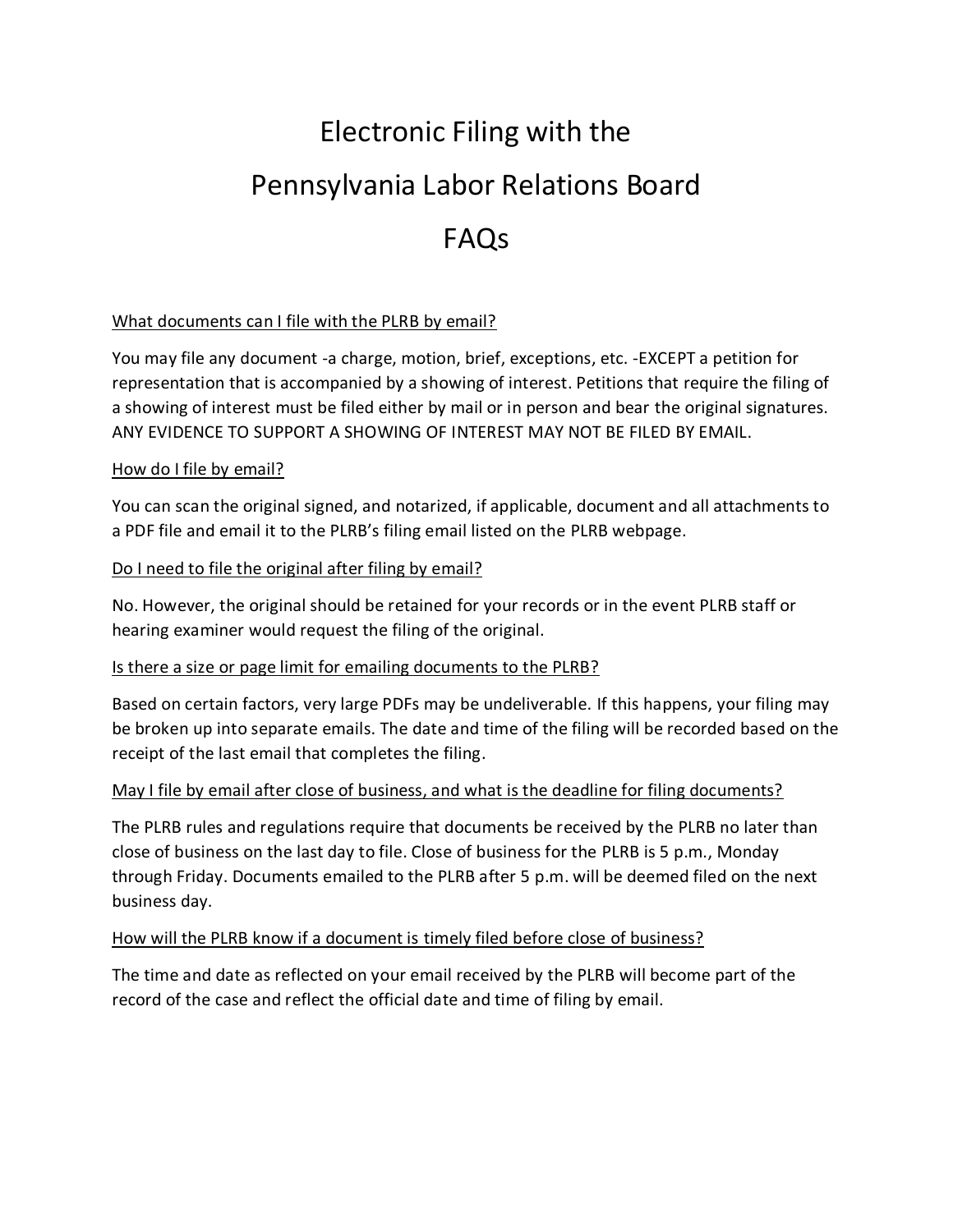# Electronic Filing with the Pennsylvania Labor Relations Board FAQs

<u>What documents can I file with the PLRB by email?</u>

You may file any document -a charge, motion, brief, exceptions, etc. -EXCEPT a petition for representation that is accompanied by a showing of interest. Petitions that require the filing of a showing of interest must be filed either by mail or in person and bear the original signatures. ANY EVIDENCE TO SUPPORT A SHOWING OF INTEREST MAY NOT BE FILED BY EMAIL.

<u>How do I file by email?</u>

You can scan the original signed, and notarized, if applicable, document and all attachments to a PDF file and email it to the PLRB's filing email listed on the PLRB webpage.

<u>Do I need to file the original after filing by email?</u>

No. However, the original should be retained for your records or in the event PLRB staff or hearing examiner would request the filing of the original.

<u>Is there a size or page limit for emailing documents to the PLRB?</u>

Based on certain factors, very large PDFs may be undeliverable. If this happens, your filing may be broken up into separate emails. The date and time of the filing will be recorded based on the receipt of the last email that completes the filing.

<u>May I file by email after close of business, and what is the deadline for filing documents?</u>

The PLRB rules and regulations require that documents be received by the PLRB no later than close of business on the last day to file. Close of business for the PLRB is 5 p.m., Monday through Friday. Documents emailed to the PLRB after 5 p.m. will be deemed filed on the next business day.

<u>How will the PLRB know if a document is timely filed before close of business?</u>

The time and date as reflected on your email received by the PLRB will become part of the record of the case and reflect the official date and time of filing by email.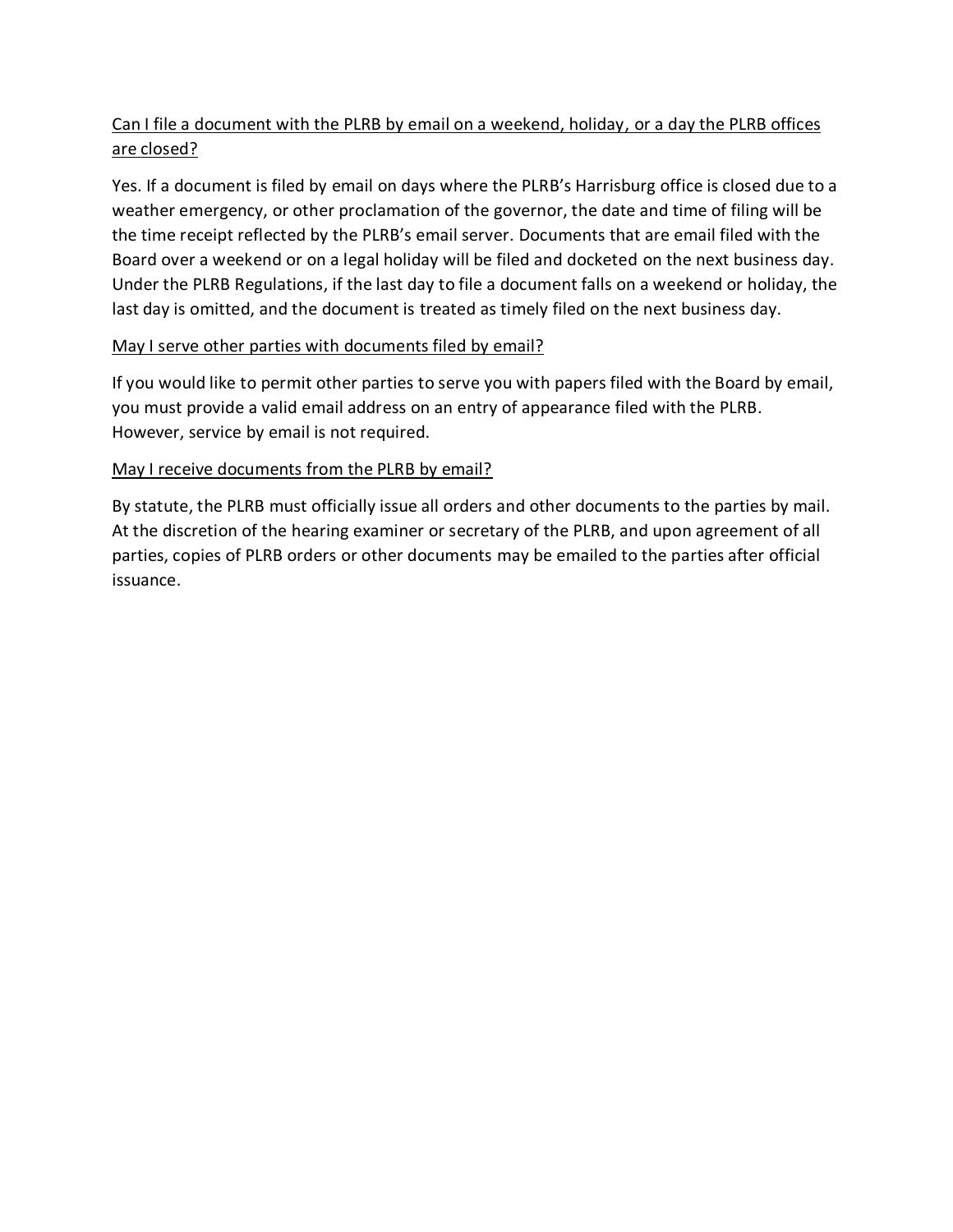Can I file a document with the PLRB by email on a weekend, holiday, or a day the PLRB offices are closed?

Yes. If a document is filed by email on days where the PLRB's Harrisburg office is closed due to a weather emergency, or other proclamation of the governor, the date and time of filing will be the time receipt reflected by the PLRB's email server. Documents that are email filed with the Board over a weekend or on a legal holiday will be filed and docketed on the next business day. Under the PLRB Regulations, if the last day to file a document falls on a weekend or holiday, the last day is omitted, and the document is treated as timely filed on the next business day.

May I serve other parties with documents filed by email?

If you would like to permit other parties to serve you with papers filed with the Board by email, you must provide a valid email address on an entry of appearance filed with the PLRB. However, service by email is not required.

May I receive documents from the PLRB by email?

By statute, the PLRB must officially issue all orders and other documents to the parties by mail. At the discretion of the hearing examiner or secretary of the PLRB, and upon agreement of all parties, copies of PLRB orders or other documents may be emailed to the parties after official issuance.